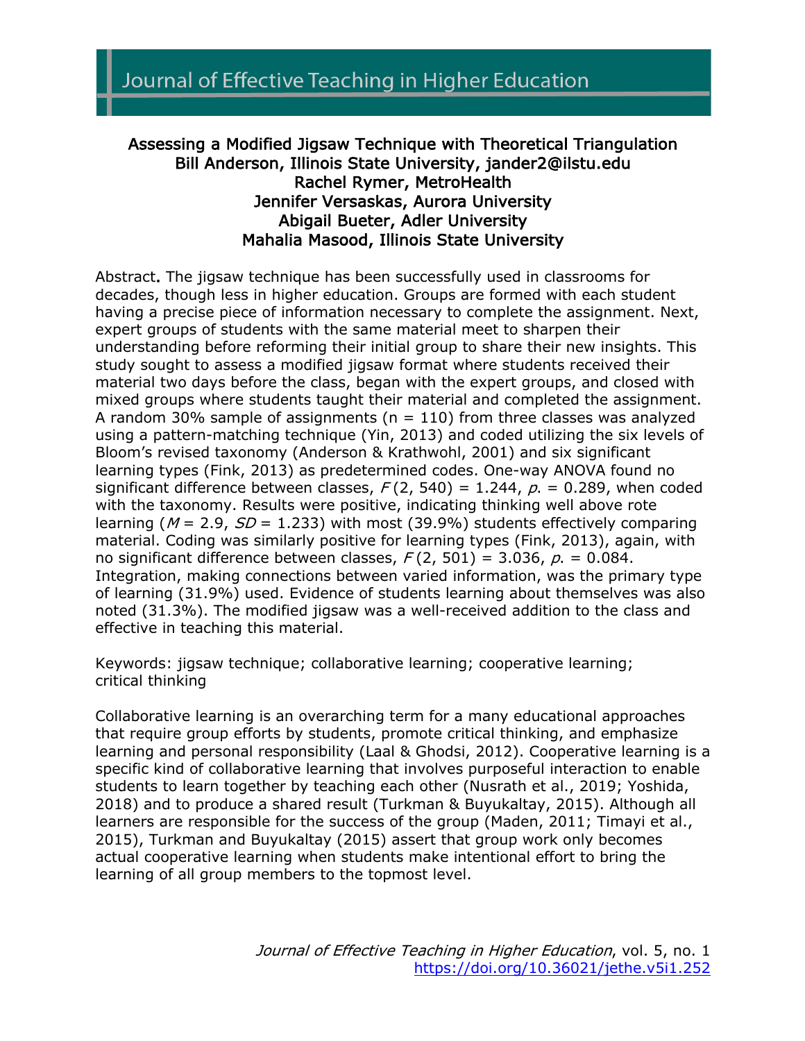# Assessing a Modified Jigsaw Technique with Theoretical Triangulation

**Bill Anderson, Illinois State University, jander2@ilstu.edu**
**Rachel Rymer, MetroHealth**
**Jennifer Versaskas, Aurora University**
**Abigail Bueter, Adler University**
**Mahalia Masood, Illinois State University**

Abstract**.** The jigsaw technique has been successfully used in classrooms for decades, though less in higher education. Groups are formed with each student having a precise piece of information necessary to complete the assignment. Next, expert groups of students with the same material meet to sharpen their understanding before reforming their initial group to share their new insights. This study sought to assess a modified jigsaw format where students received their material two days before the class, began with the expert groups, and closed with mixed groups where students taught their material and completed the assignment. A random 30% sample of assignments (n = 110) from three classes was analyzed using a pattern-matching technique (Yin, 2013) and coded utilizing the six levels of Bloom's revised taxonomy (Anderson & Krathwohl, 2001) and six significant learning types (Fink, 2013) as predetermined codes. One-way ANOVA found no significant difference between classes, $F(2, 540) = 1.244$, $p. = 0.289$, when coded with the taxonomy. Results were positive, indicating thinking well above rote learning ($M = 2.9$, $SD = 1.233$) with most (39.9%) students effectively comparing material. Coding was similarly positive for learning types (Fink, 2013), again, with no significant difference between classes, $F(2, 501) = 3.036$, $p. = 0.084$. Integration, making connections between varied information, was the primary type of learning (31.9%) used. Evidence of students learning about themselves was also noted (31.3%). The modified jigsaw was a well-received addition to the class and effective in teaching this material.

Keywords: jigsaw technique; collaborative learning; cooperative learning; critical thinking

Collaborative learning is an overarching term for a many educational approaches that require group efforts by students, promote critical thinking, and emphasize learning and personal responsibility (Laal & Ghodsi, 2012). Cooperative learning is a specific kind of collaborative learning that involves purposeful interaction to enable students to learn together by teaching each other (Nusrath et al., 2019; Yoshida, 2018) and to produce a shared result (Turkman & Buyukaltay, 2015). Although all learners are responsible for the success of the group (Maden, 2011; Timayi et al., 2015), Turkman and Buyukaltay (2015) assert that group work only becomes actual cooperative learning when students make intentional effort to bring the learning of all group members to the topmost level.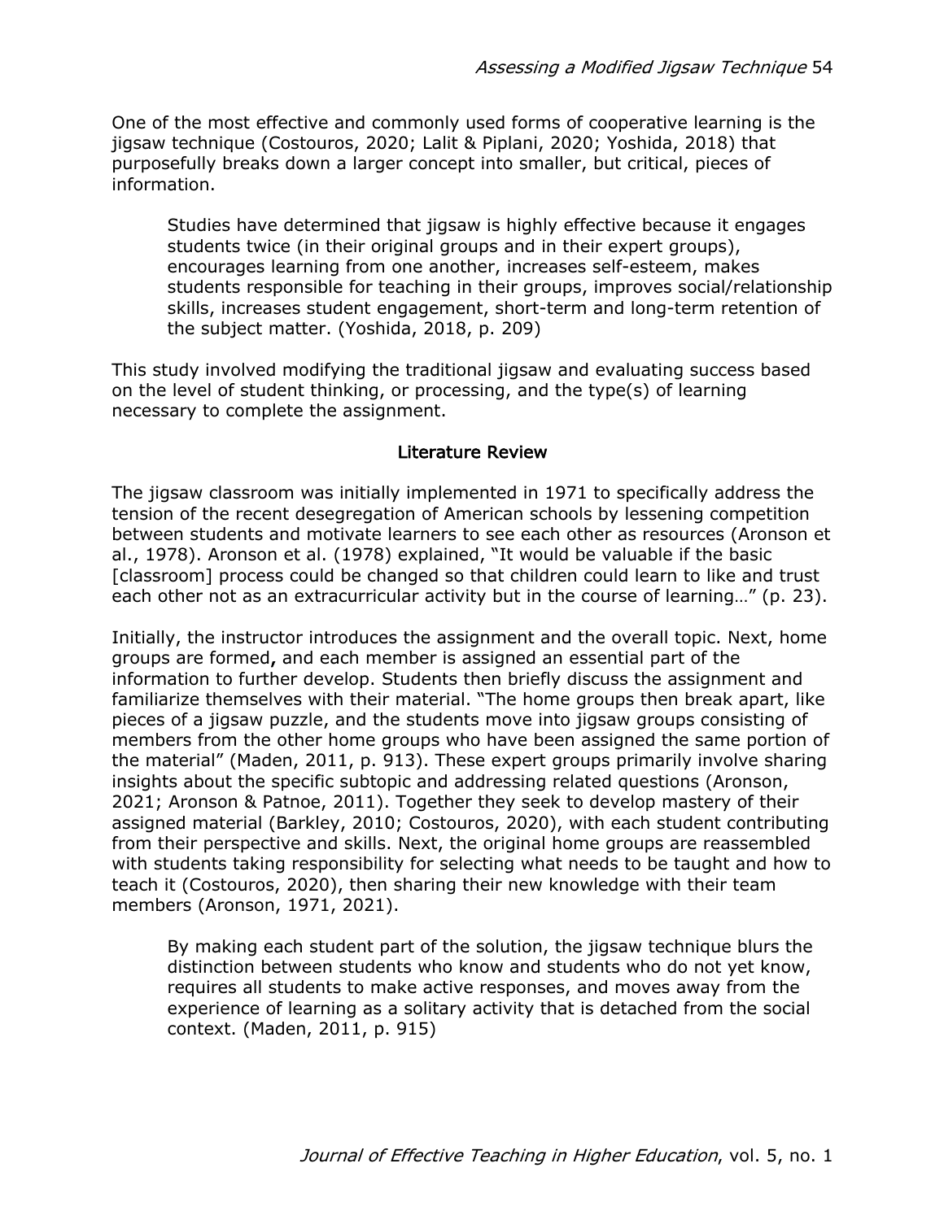One of the most effective and commonly used forms of cooperative learning is the jigsaw technique (Costouros, 2020; Lalit & Piplani, 2020; Yoshida, 2018) that purposefully breaks down a larger concept into smaller, but critical, pieces of information.

> Studies have determined that jigsaw is highly effective because it engages students twice (in their original groups and in their expert groups), encourages learning from one another, increases self-esteem, makes students responsible for teaching in their groups, improves social/relationship skills, increases student engagement, short-term and long-term retention of the subject matter. (Yoshida, 2018, p. 209)

This study involved modifying the traditional jigsaw and evaluating success based on the level of student thinking, or processing, and the type(s) of learning necessary to complete the assignment.

## Literature Review

The jigsaw classroom was initially implemented in 1971 to specifically address the tension of the recent desegregation of American schools by lessening competition between students and motivate learners to see each other as resources (Aronson et al., 1978). Aronson et al. (1978) explained, "It would be valuable if the basic [classroom] process could be changed so that children could learn to like and trust each other not as an extracurricular activity but in the course of learning…" (p. 23).

Initially, the instructor introduces the assignment and the overall topic. Next, home groups are formed**,** and each member is assigned an essential part of the information to further develop. Students then briefly discuss the assignment and familiarize themselves with their material. "The home groups then break apart, like pieces of a jigsaw puzzle, and the students move into jigsaw groups consisting of members from the other home groups who have been assigned the same portion of the material" (Maden, 2011, p. 913). These expert groups primarily involve sharing insights about the specific subtopic and addressing related questions (Aronson, 2021; Aronson & Patnoe, 2011). Together they seek to develop mastery of their assigned material (Barkley, 2010; Costouros, 2020), with each student contributing from their perspective and skills. Next, the original home groups are reassembled with students taking responsibility for selecting what needs to be taught and how to teach it (Costouros, 2020), then sharing their new knowledge with their team members (Aronson, 1971, 2021).

> By making each student part of the solution, the jigsaw technique blurs the distinction between students who know and students who do not yet know, requires all students to make active responses, and moves away from the experience of learning as a solitary activity that is detached from the social context. (Maden, 2011, p. 915)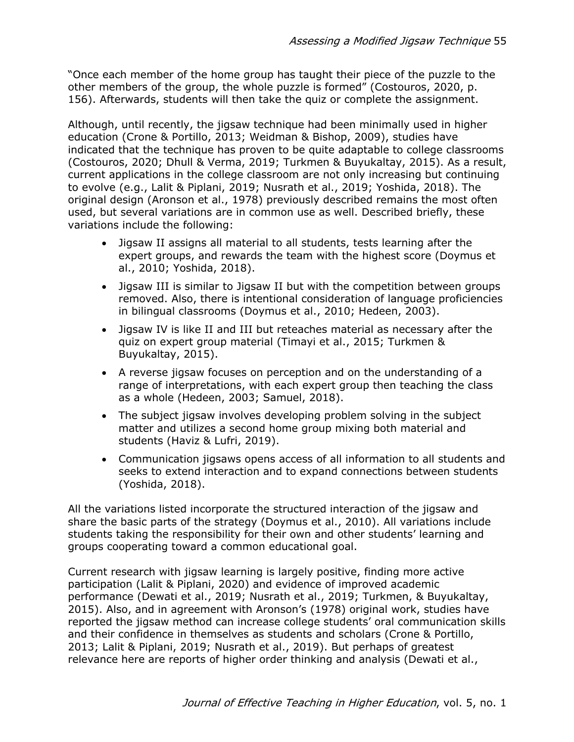"Once each member of the home group has taught their piece of the puzzle to the other members of the group, the whole puzzle is formed" (Costouros, 2020, p. 156). Afterwards, students will then take the quiz or complete the assignment.

Although, until recently, the jigsaw technique had been minimally used in higher education (Crone & Portillo, 2013; Weidman & Bishop, 2009), studies have indicated that the technique has proven to be quite adaptable to college classrooms (Costouros, 2020; Dhull & Verma, 2019; Turkmen & Buyukaltay, 2015). As a result, current applications in the college classroom are not only increasing but continuing to evolve (e.g., Lalit & Piplani, 2019; Nusrath et al., 2019; Yoshida, 2018). The original design (Aronson et al., 1978) previously described remains the most often used, but several variations are in common use as well. Described briefly, these variations include the following:

- Jigsaw II assigns all material to all students, tests learning after the expert groups, and rewards the team with the highest score (Doymus et al., 2010; Yoshida, 2018).
- Jigsaw III is similar to Jigsaw II but with the competition between groups removed. Also, there is intentional consideration of language proficiencies in bilingual classrooms (Doymus et al., 2010; Hedeen, 2003).
- Jigsaw IV is like II and III but reteaches material as necessary after the quiz on expert group material (Timayi et al., 2015; Turkmen & Buyukaltay, 2015).
- A reverse jigsaw focuses on perception and on the understanding of a range of interpretations, with each expert group then teaching the class as a whole (Hedeen, 2003; Samuel, 2018).
- The subject jigsaw involves developing problem solving in the subject matter and utilizes a second home group mixing both material and students (Haviz & Lufri, 2019).
- Communication jigsaws opens access of all information to all students and seeks to extend interaction and to expand connections between students (Yoshida, 2018).

All the variations listed incorporate the structured interaction of the jigsaw and share the basic parts of the strategy (Doymus et al., 2010). All variations include students taking the responsibility for their own and other students' learning and groups cooperating toward a common educational goal.

Current research with jigsaw learning is largely positive, finding more active participation (Lalit & Piplani, 2020) and evidence of improved academic performance (Dewati et al., 2019; Nusrath et al., 2019; Turkmen, & Buyukaltay, 2015). Also, and in agreement with Aronson's (1978) original work, studies have reported the jigsaw method can increase college students' oral communication skills and their confidence in themselves as students and scholars (Crone & Portillo, 2013; Lalit & Piplani, 2019; Nusrath et al., 2019). But perhaps of greatest relevance here are reports of higher order thinking and analysis (Dewati et al.,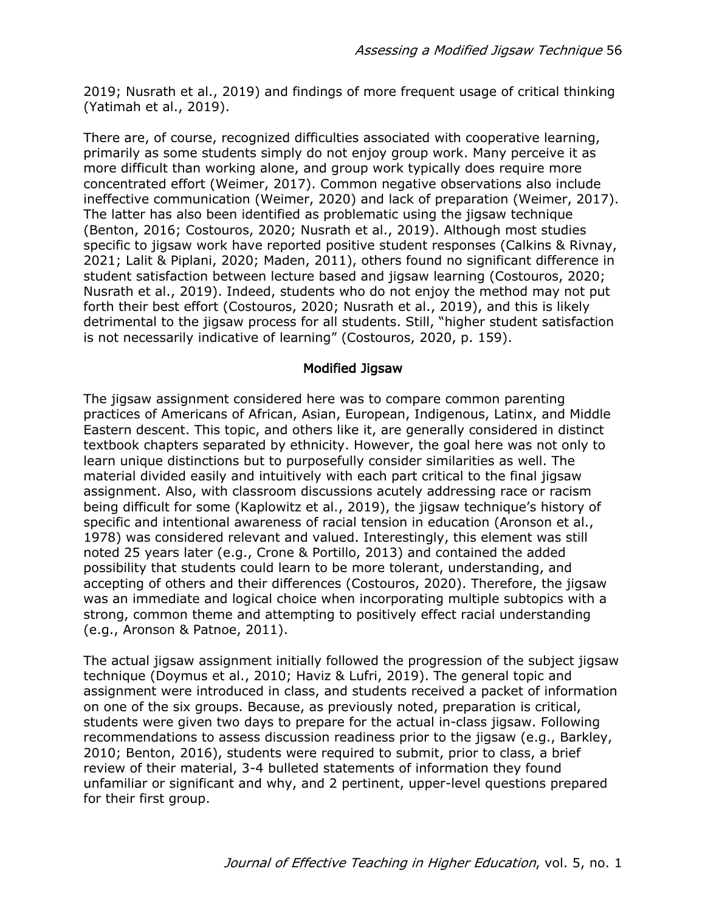2019; Nusrath et al., 2019) and findings of more frequent usage of critical thinking (Yatimah et al., 2019).

There are, of course, recognized difficulties associated with cooperative learning, primarily as some students simply do not enjoy group work. Many perceive it as more difficult than working alone, and group work typically does require more concentrated effort (Weimer, 2017). Common negative observations also include ineffective communication (Weimer, 2020) and lack of preparation (Weimer, 2017). The latter has also been identified as problematic using the jigsaw technique (Benton, 2016; Costouros, 2020; Nusrath et al., 2019). Although most studies specific to jigsaw work have reported positive student responses (Calkins & Rivnay, 2021; Lalit & Piplani, 2020; Maden, 2011), others found no significant difference in student satisfaction between lecture based and jigsaw learning (Costouros, 2020; Nusrath et al., 2019). Indeed, students who do not enjoy the method may not put forth their best effort (Costouros, 2020; Nusrath et al., 2019), and this is likely detrimental to the jigsaw process for all students. Still, "higher student satisfaction is not necessarily indicative of learning" (Costouros, 2020, p. 159).

## Modified Jigsaw

The jigsaw assignment considered here was to compare common parenting practices of Americans of African, Asian, European, Indigenous, Latinx, and Middle Eastern descent. This topic, and others like it, are generally considered in distinct textbook chapters separated by ethnicity. However, the goal here was not only to learn unique distinctions but to purposefully consider similarities as well. The material divided easily and intuitively with each part critical to the final jigsaw assignment. Also, with classroom discussions acutely addressing race or racism being difficult for some (Kaplowitz et al., 2019), the jigsaw technique's history of specific and intentional awareness of racial tension in education (Aronson et al., 1978) was considered relevant and valued. Interestingly, this element was still noted 25 years later (e.g., Crone & Portillo, 2013) and contained the added possibility that students could learn to be more tolerant, understanding, and accepting of others and their differences (Costouros, 2020). Therefore, the jigsaw was an immediate and logical choice when incorporating multiple subtopics with a strong, common theme and attempting to positively effect racial understanding (e.g., Aronson & Patnoe, 2011).

The actual jigsaw assignment initially followed the progression of the subject jigsaw technique (Doymus et al., 2010; Haviz & Lufri, 2019). The general topic and assignment were introduced in class, and students received a packet of information on one of the six groups. Because, as previously noted, preparation is critical, students were given two days to prepare for the actual in-class jigsaw. Following recommendations to assess discussion readiness prior to the jigsaw (e.g., Barkley, 2010; Benton, 2016), students were required to submit, prior to class, a brief review of their material, 3-4 bulleted statements of information they found unfamiliar or significant and why, and 2 pertinent, upper-level questions prepared for their first group.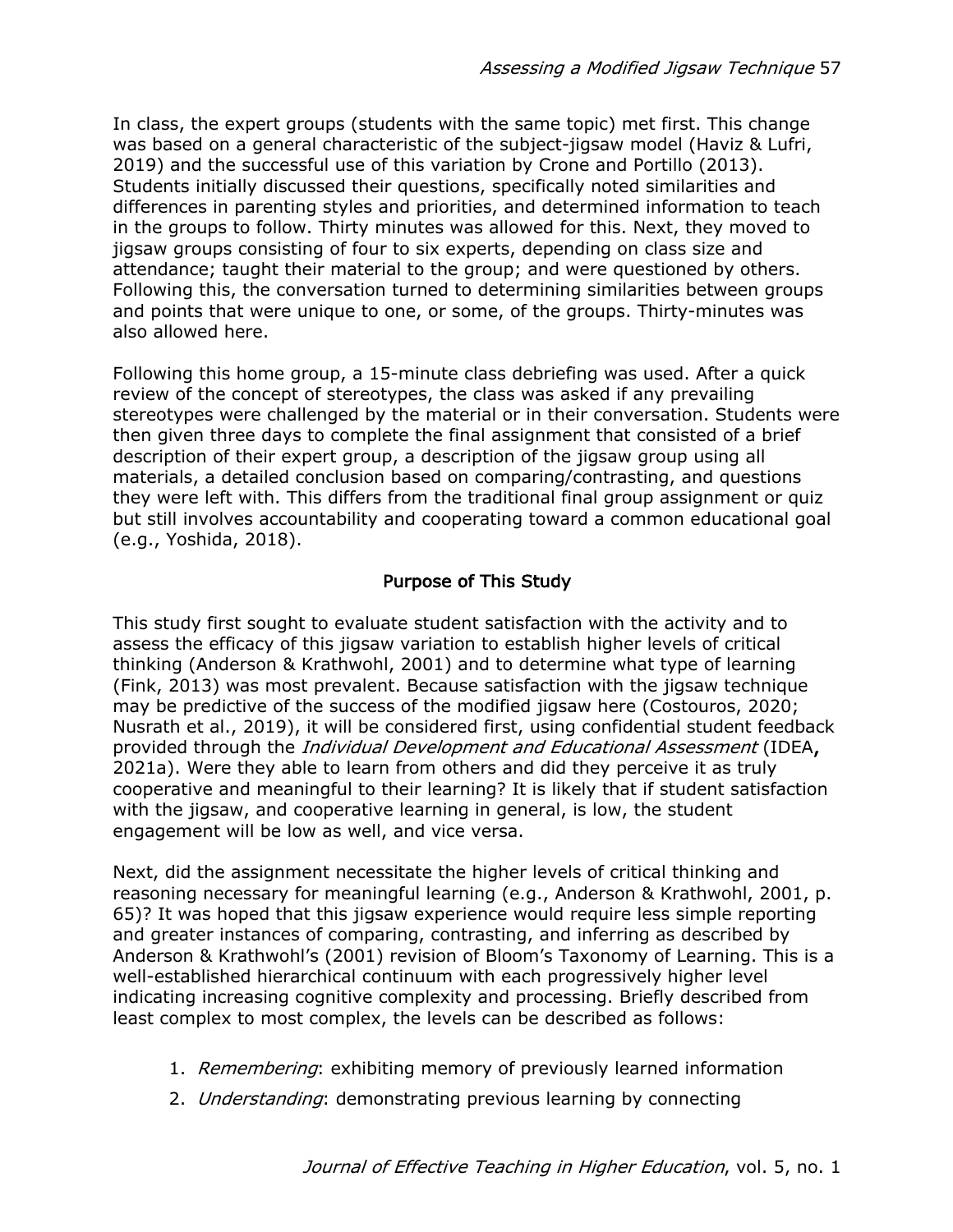In class, the expert groups (students with the same topic) met first. This change was based on a general characteristic of the subject-jigsaw model (Haviz & Lufri, 2019) and the successful use of this variation by Crone and Portillo (2013). Students initially discussed their questions, specifically noted similarities and differences in parenting styles and priorities, and determined information to teach in the groups to follow. Thirty minutes was allowed for this. Next, they moved to jigsaw groups consisting of four to six experts, depending on class size and attendance; taught their material to the group; and were questioned by others. Following this, the conversation turned to determining similarities between groups and points that were unique to one, or some, of the groups. Thirty-minutes was also allowed here.

Following this home group, a 15-minute class debriefing was used. After a quick review of the concept of stereotypes, the class was asked if any prevailing stereotypes were challenged by the material or in their conversation. Students were then given three days to complete the final assignment that consisted of a brief description of their expert group, a description of the jigsaw group using all materials, a detailed conclusion based on comparing/contrasting, and questions they were left with. This differs from the traditional final group assignment or quiz but still involves accountability and cooperating toward a common educational goal (e.g., Yoshida, 2018).

## Purpose of This Study

This study first sought to evaluate student satisfaction with the activity and to assess the efficacy of this jigsaw variation to establish higher levels of critical thinking (Anderson & Krathwohl, 2001) and to determine what type of learning (Fink, 2013) was most prevalent. Because satisfaction with the jigsaw technique may be predictive of the success of the modified jigsaw here (Costouros, 2020; Nusrath et al., 2019), it will be considered first, using confidential student feedback provided through the *Individual Development and Educational Assessment* (IDEA, 2021a). Were they able to learn from others and did they perceive it as truly cooperative and meaningful to their learning? It is likely that if student satisfaction with the jigsaw, and cooperative learning in general, is low, the student engagement will be low as well, and vice versa.

Next, did the assignment necessitate the higher levels of critical thinking and reasoning necessary for meaningful learning (e.g., Anderson & Krathwohl, 2001, p. 65)? It was hoped that this jigsaw experience would require less simple reporting and greater instances of comparing, contrasting, and inferring as described by Anderson & Krathwohl's (2001) revision of Bloom's Taxonomy of Learning. This is a well-established hierarchical continuum with each progressively higher level indicating increasing cognitive complexity and processing. Briefly described from least complex to most complex, the levels can be described as follows:

1. *Remembering*: exhibiting memory of previously learned information
2. *Understanding*: demonstrating previous learning by connecting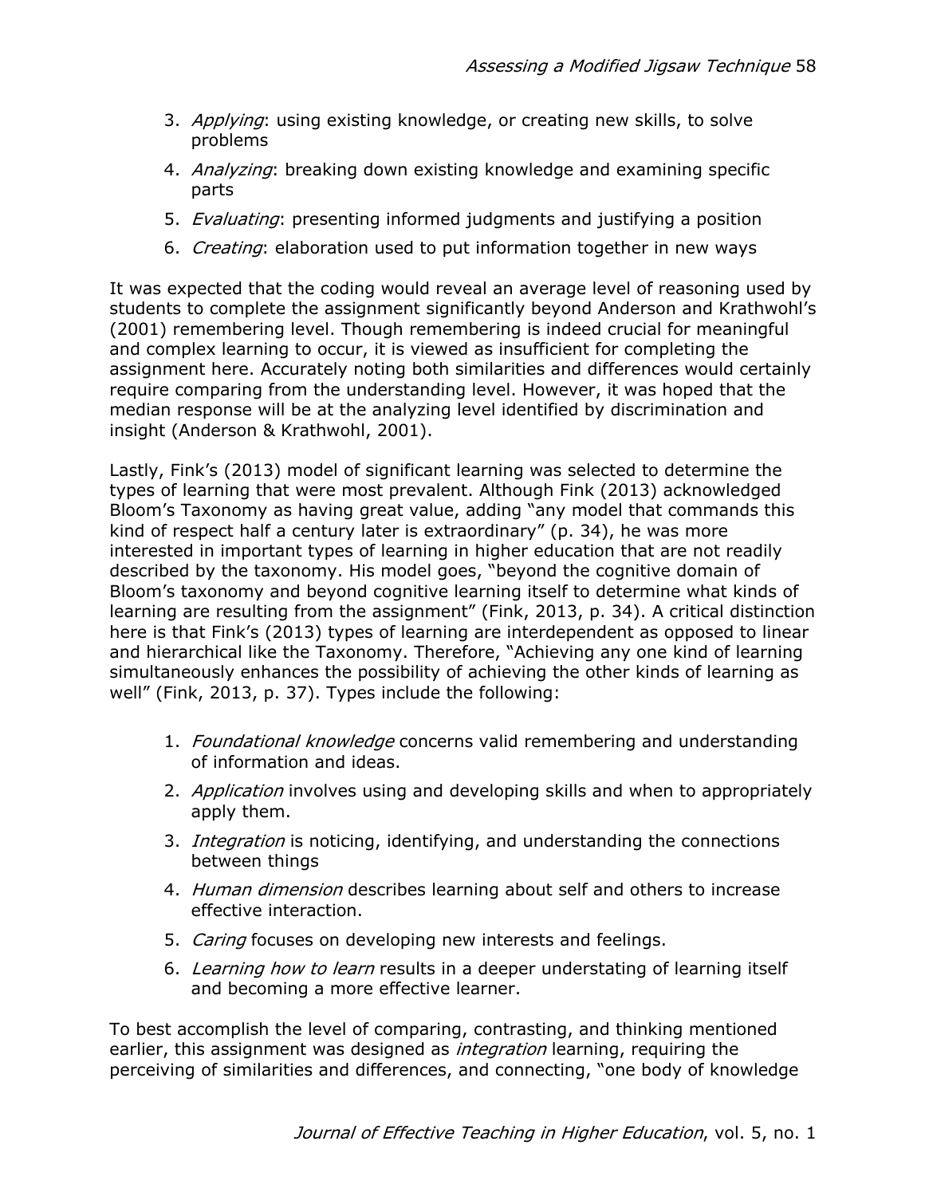3. *Applying*: using existing knowledge, or creating new skills, to solve problems
4. *Analyzing*: breaking down existing knowledge and examining specific parts
5. *Evaluating*: presenting informed judgments and justifying a position
6. *Creating*: elaboration used to put information together in new ways

It was expected that the coding would reveal an average level of reasoning used by students to complete the assignment significantly beyond Anderson and Krathwohl's (2001) remembering level. Though remembering is indeed crucial for meaningful and complex learning to occur, it is viewed as insufficient for completing the assignment here. Accurately noting both similarities and differences would certainly require comparing from the understanding level. However, it was hoped that the median response will be at the analyzing level identified by discrimination and insight (Anderson & Krathwohl, 2001).

Lastly, Fink's (2013) model of significant learning was selected to determine the types of learning that were most prevalent. Although Fink (2013) acknowledged Bloom's Taxonomy as having great value, adding "any model that commands this kind of respect half a century later is extraordinary" (p. 34), he was more interested in important types of learning in higher education that are not readily described by the taxonomy. His model goes, "beyond the cognitive domain of Bloom's taxonomy and beyond cognitive learning itself to determine what kinds of learning are resulting from the assignment" (Fink, 2013, p. 34). A critical distinction here is that Fink's (2013) types of learning are interdependent as opposed to linear and hierarchical like the Taxonomy. Therefore, "Achieving any one kind of learning simultaneously enhances the possibility of achieving the other kinds of learning as well" (Fink, 2013, p. 37). Types include the following:

1. *Foundational knowledge* concerns valid remembering and understanding of information and ideas.
2. *Application* involves using and developing skills and when to appropriately apply them.
3. *Integration* is noticing, identifying, and understanding the connections between things
4. *Human dimension* describes learning about self and others to increase effective interaction.
5. *Caring* focuses on developing new interests and feelings.
6. *Learning how to learn* results in a deeper understating of learning itself and becoming a more effective learner.

To best accomplish the level of comparing, contrasting, and thinking mentioned earlier, this assignment was designed as *integration* learning, requiring the perceiving of similarities and differences, and connecting, "one body of knowledge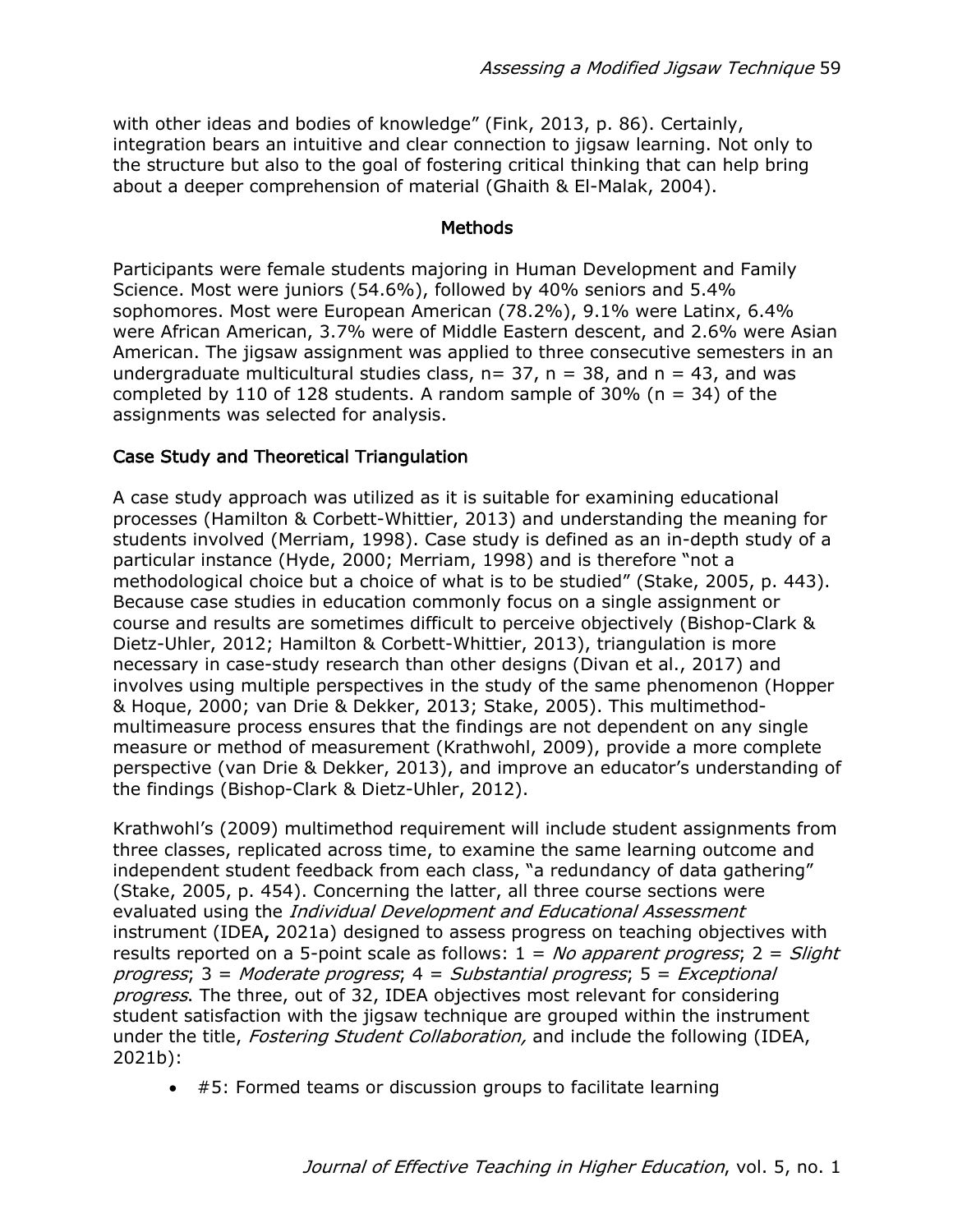with other ideas and bodies of knowledge" (Fink, 2013, p. 86). Certainly, integration bears an intuitive and clear connection to jigsaw learning. Not only to the structure but also to the goal of fostering critical thinking that can help bring about a deeper comprehension of material (Ghaith & El-Malak, 2004).

## Methods

Participants were female students majoring in Human Development and Family Science. Most were juniors (54.6%), followed by 40% seniors and 5.4% sophomores. Most were European American (78.2%), 9.1% were Latinx, 6.4% were African American, 3.7% were of Middle Eastern descent, and 2.6% were Asian American. The jigsaw assignment was applied to three consecutive semesters in an undergraduate multicultural studies class, $n = 37$, $n = 38$, and $n = 43$, and was completed by 110 of 128 students. A random sample of 30% ($n = 34$) of the assignments was selected for analysis.

### Case Study and Theoretical Triangulation

A case study approach was utilized as it is suitable for examining educational processes (Hamilton & Corbett-Whittier, 2013) and understanding the meaning for students involved (Merriam, 1998). Case study is defined as an in-depth study of a particular instance (Hyde, 2000; Merriam, 1998) and is therefore "not a methodological choice but a choice of what is to be studied" (Stake, 2005, p. 443). Because case studies in education commonly focus on a single assignment or course and results are sometimes difficult to perceive objectively (Bishop-Clark & Dietz-Uhler, 2012; Hamilton & Corbett-Whittier, 2013), triangulation is more necessary in case-study research than other designs (Divan et al., 2017) and involves using multiple perspectives in the study of the same phenomenon (Hopper & Hoque, 2000; van Drie & Dekker, 2013; Stake, 2005). This multimethod-multimeasure process ensures that the findings are not dependent on any single measure or method of measurement (Krathwohl, 2009), provide a more complete perspective (van Drie & Dekker, 2013), and improve an educator's understanding of the findings (Bishop-Clark & Dietz-Uhler, 2012).

Krathwohl's (2009) multimethod requirement will include student assignments from three classes, replicated across time, to examine the same learning outcome and independent student feedback from each class, "a redundancy of data gathering" (Stake, 2005, p. 454). Concerning the latter, all three course sections were evaluated using the *Individual Development and Educational Assessment* instrument (IDEA**,** 2021a) designed to assess progress on teaching objectives with results reported on a 5-point scale as follows: 1 = *No apparent progress*; 2 = *Slight progress*; 3 = *Moderate progress*; 4 = *Substantial progress*; 5 = *Exceptional progress*. The three, out of 32, IDEA objectives most relevant for considering student satisfaction with the jigsaw technique are grouped within the instrument under the title, *Fostering Student Collaboration,* and include the following (IDEA, 2021b):

- #5: Formed teams or discussion groups to facilitate learning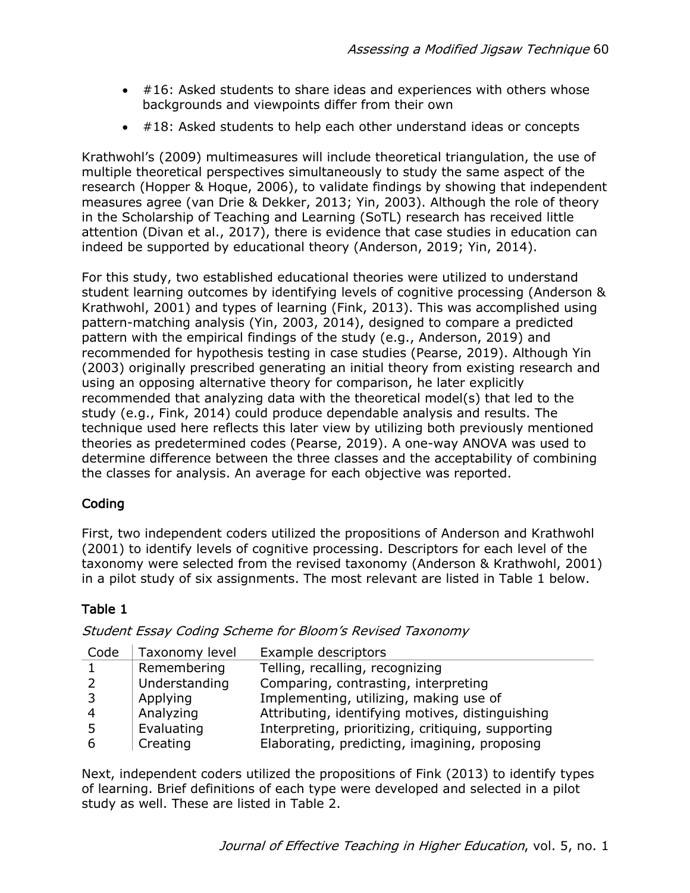- #16: Asked students to share ideas and experiences with others whose backgrounds and viewpoints differ from their own
- #18: Asked students to help each other understand ideas or concepts

Krathwohl's (2009) multimeasures will include theoretical triangulation, the use of multiple theoretical perspectives simultaneously to study the same aspect of the research (Hopper & Hoque, 2006), to validate findings by showing that independent measures agree (van Drie & Dekker, 2013; Yin, 2003). Although the role of theory in the Scholarship of Teaching and Learning (SoTL) research has received little attention (Divan et al., 2017), there is evidence that case studies in education can indeed be supported by educational theory (Anderson, 2019; Yin, 2014).

For this study, two established educational theories were utilized to understand student learning outcomes by identifying levels of cognitive processing (Anderson & Krathwohl, 2001) and types of learning (Fink, 2013). This was accomplished using pattern-matching analysis (Yin, 2003, 2014), designed to compare a predicted pattern with the empirical findings of the study (e.g., Anderson, 2019) and recommended for hypothesis testing in case studies (Pearse, 2019). Although Yin (2003) originally prescribed generating an initial theory from existing research and using an opposing alternative theory for comparison, he later explicitly recommended that analyzing data with the theoretical model(s) that led to the study (e.g., Fink, 2014) could produce dependable analysis and results. The technique used here reflects this later view by utilizing both previously mentioned theories as predetermined codes (Pearse, 2019). A one-way ANOVA was used to determine difference between the three classes and the acceptability of combining the classes for analysis. An average for each objective was reported.

## Coding

First, two independent coders utilized the propositions of Anderson and Krathwohl (2001) to identify levels of cognitive processing. Descriptors for each level of the taxonomy were selected from the revised taxonomy (Anderson & Krathwohl, 2001) in a pilot study of six assignments. The most relevant are listed in Table 1 below.

### Table 1

*Student Essay Coding Scheme for Bloom's Revised Taxonomy*

| Code | Taxonomy level | Example descriptors |
|---|---|---|
| 1 | Remembering | Telling, recalling, recognizing |
| 2 | Understanding | Comparing, contrasting, interpreting |
| 3 | Applying | Implementing, utilizing, making use of |
| 4 | Analyzing | Attributing, identifying motives, distinguishing |
| 5 | Evaluating | Interpreting, prioritizing, critiquing, supporting |
| 6 | Creating | Elaborating, predicting, imagining, proposing |

Next, independent coders utilized the propositions of Fink (2013) to identify types of learning. Brief definitions of each type were developed and selected in a pilot study as well. These are listed in Table 2.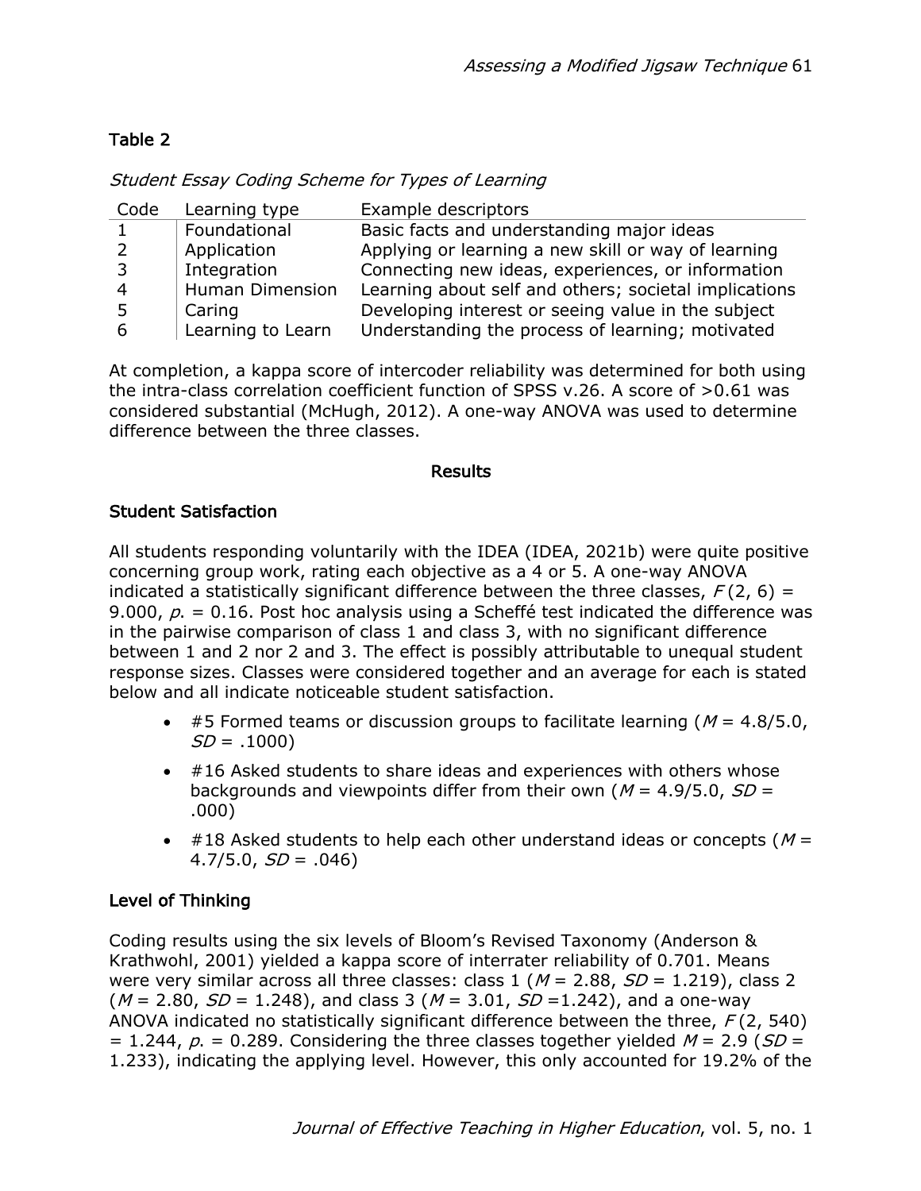Table 2

*Student Essay Coding Scheme for Types of Learning*

| Code | Learning type | Example descriptors |
|---|---|---|
| 1 | Foundational | Basic facts and understanding major ideas |
| 2 | Application | Applying or learning a new skill or way of learning |
| 3 | Integration | Connecting new ideas, experiences, or information |
| 4 | Human Dimension | Learning about self and others; societal implications |
| 5 | Caring | Developing interest or seeing value in the subject |
| 6 | Learning to Learn | Understanding the process of learning; motivated |

At completion, a kappa score of intercoder reliability was determined for both using the intra-class correlation coefficient function of SPSS v.26. A score of >0.61 was considered substantial (McHugh, 2012). A one-way ANOVA was used to determine difference between the three classes.

## Results

### Student Satisfaction

All students responding voluntarily with the IDEA (IDEA, 2021b) were quite positive concerning group work, rating each objective as a 4 or 5. A one-way ANOVA indicated a statistically significant difference between the three classes, $F(2, 6) = 9.000$, $p. = 0.16$. Post hoc analysis using a Scheffé test indicated the difference was in the pairwise comparison of class 1 and class 3, with no significant difference between 1 and 2 nor 2 and 3. The effect is possibly attributable to unequal student response sizes. Classes were considered together and an average for each is stated below and all indicate noticeable student satisfaction.

- #5 Formed teams or discussion groups to facilitate learning ($M = 4.8/5.0$, $SD = .1000$)
- #16 Asked students to share ideas and experiences with others whose backgrounds and viewpoints differ from their own ($M = 4.9/5.0$, $SD = .000$)
- #18 Asked students to help each other understand ideas or concepts ($M = 4.7/5.0$, $SD = .046$)

### Level of Thinking

Coding results using the six levels of Bloom's Revised Taxonomy (Anderson & Krathwohl, 2001) yielded a kappa score of interrater reliability of 0.701. Means were very similar across all three classes: class 1 ($M = 2.88$, $SD = 1.219$), class 2 ($M = 2.80$, $SD = 1.248$), and class 3 ($M = 3.01$, $SD = 1.242$), and a one-way ANOVA indicated no statistically significant difference between the three, $F(2, 540) = 1.244$, $p. = 0.289$. Considering the three classes together yielded $M = 2.9$ ($SD = 1.233$), indicating the applying level. However, this only accounted for 19.2% of the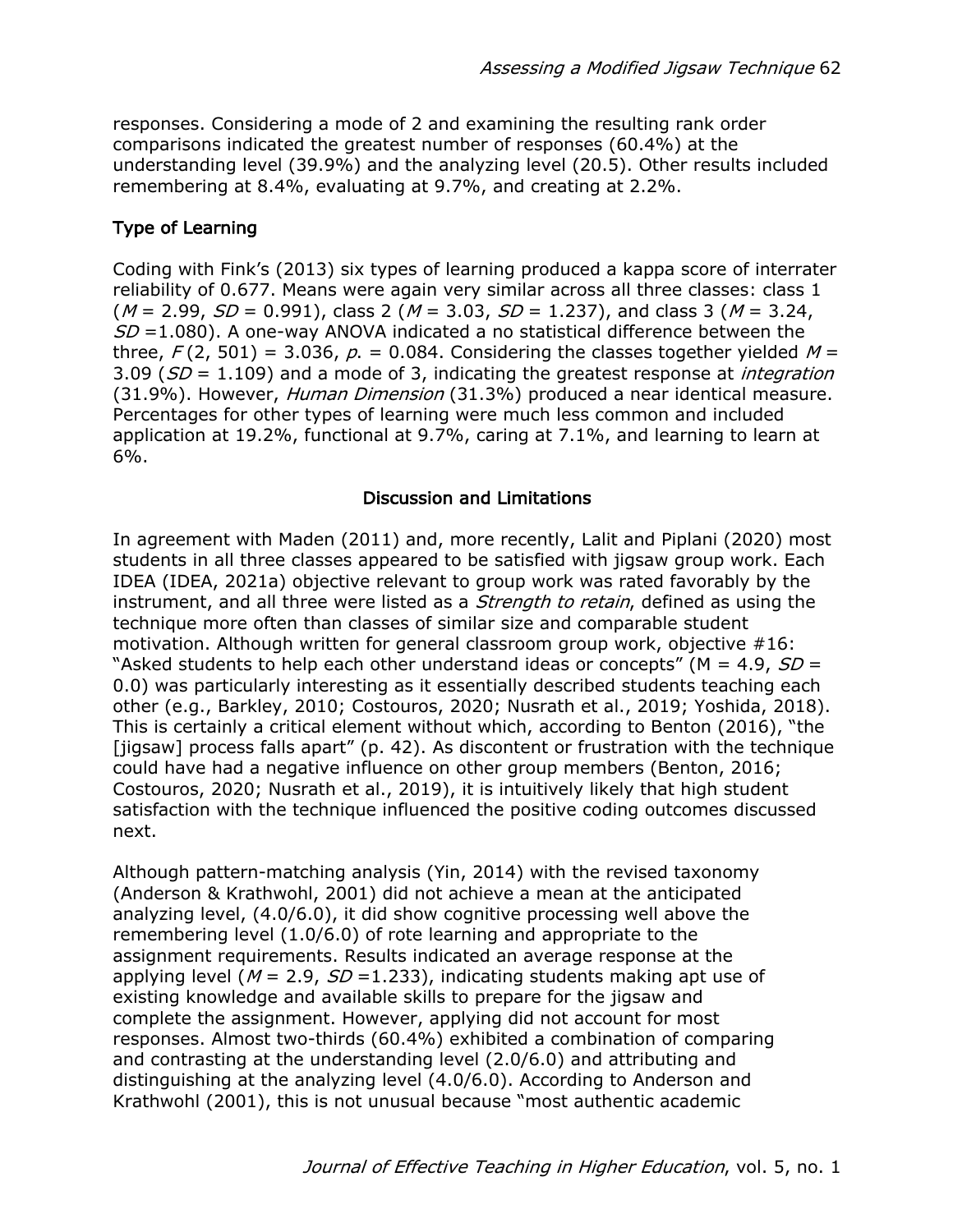responses. Considering a mode of 2 and examining the resulting rank order comparisons indicated the greatest number of responses (60.4%) at the understanding level (39.9%) and the analyzing level (20.5). Other results included remembering at 8.4%, evaluating at 9.7%, and creating at 2.2%.

### Type of Learning

Coding with Fink's (2013) six types of learning produced a kappa score of interrater reliability of 0.677. Means were again very similar across all three classes: class 1 ($M$ = 2.99, $SD$ = 0.991), class 2 ($M$ = 3.03, $SD$ = 1.237), and class 3 ($M$ = 3.24, $SD$ =1.080). A one-way ANOVA indicated a no statistical difference between the three, $F(2, 501) = 3.036$, $p$. = 0.084. Considering the classes together yielded $M$ = 3.09 ($SD$ = 1.109) and a mode of 3, indicating the greatest response at *integration* (31.9%). However, *Human Dimension* (31.3%) produced a near identical measure. Percentages for other types of learning were much less common and included application at 19.2%, functional at 9.7%, caring at 7.1%, and learning to learn at 6%.

## Discussion and Limitations

In agreement with Maden (2011) and, more recently, Lalit and Piplani (2020) most students in all three classes appeared to be satisfied with jigsaw group work. Each IDEA (IDEA, 2021a) objective relevant to group work was rated favorably by the instrument, and all three were listed as a *Strength to retain*, defined as using the technique more often than classes of similar size and comparable student motivation. Although written for general classroom group work, objective #16: "Asked students to help each other understand ideas or concepts" (M = 4.9, $SD$ = 0.0) was particularly interesting as it essentially described students teaching each other (e.g., Barkley, 2010; Costouros, 2020; Nusrath et al., 2019; Yoshida, 2018). This is certainly a critical element without which, according to Benton (2016), "the [jigsaw] process falls apart" (p. 42). As discontent or frustration with the technique could have had a negative influence on other group members (Benton, 2016; Costouros, 2020; Nusrath et al., 2019), it is intuitively likely that high student satisfaction with the technique influenced the positive coding outcomes discussed next.

Although pattern-matching analysis (Yin, 2014) with the revised taxonomy (Anderson & Krathwohl, 2001) did not achieve a mean at the anticipated analyzing level, (4.0/6.0), it did show cognitive processing well above the remembering level (1.0/6.0) of rote learning and appropriate to the assignment requirements. Results indicated an average response at the applying level ($M$ = 2.9, $SD$ =1.233), indicating students making apt use of existing knowledge and available skills to prepare for the jigsaw and complete the assignment. However, applying did not account for most responses. Almost two-thirds (60.4%) exhibited a combination of comparing and contrasting at the understanding level (2.0/6.0) and attributing and distinguishing at the analyzing level (4.0/6.0). According to Anderson and Krathwohl (2001), this is not unusual because "most authentic academic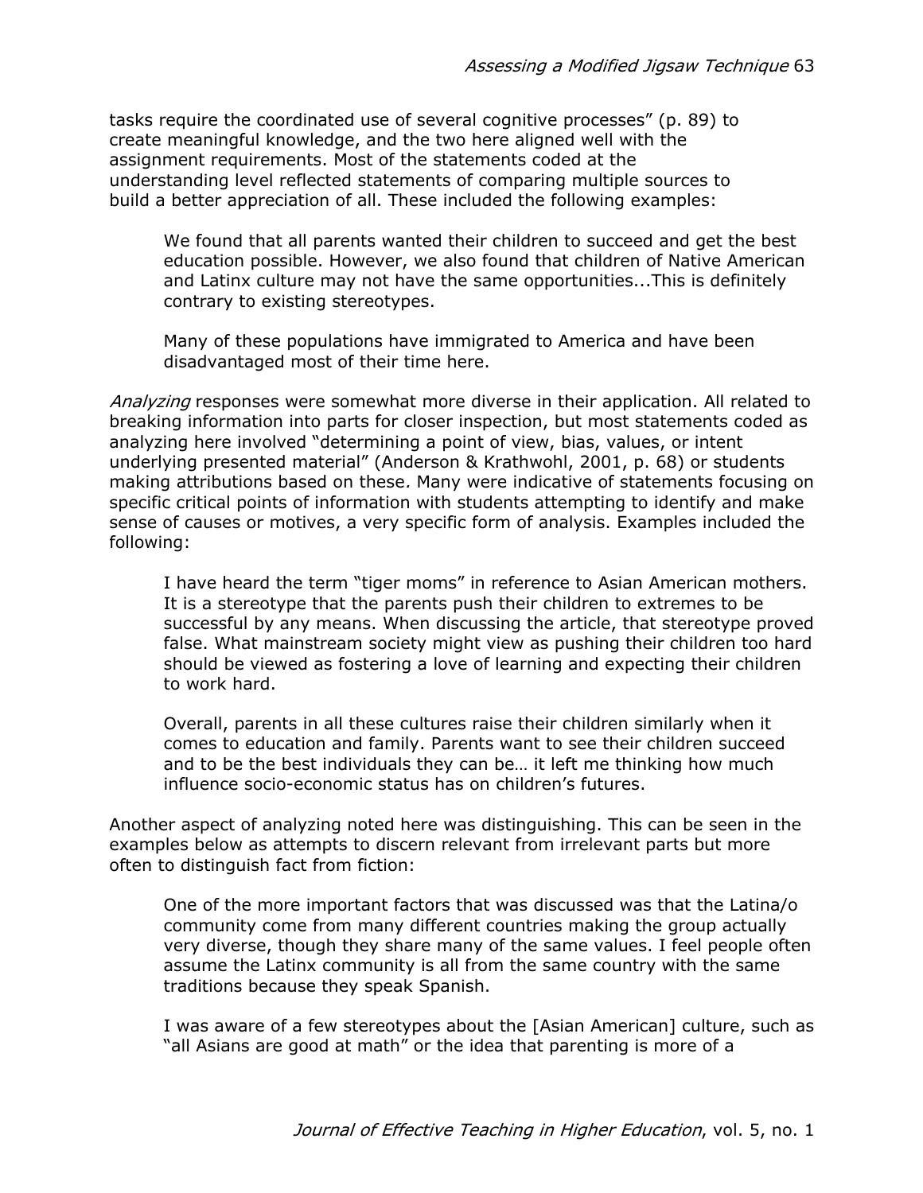tasks require the coordinated use of several cognitive processes" (p. 89) to create meaningful knowledge, and the two here aligned well with the assignment requirements. Most of the statements coded at the understanding level reflected statements of comparing multiple sources to build a better appreciation of all. These included the following examples:

> We found that all parents wanted their children to succeed and get the best education possible. However, we also found that children of Native American and Latinx culture may not have the same opportunities...This is definitely contrary to existing stereotypes.

> Many of these populations have immigrated to America and have been disadvantaged most of their time here.

*Analyzing* responses were somewhat more diverse in their application. All related to breaking information into parts for closer inspection, but most statements coded as analyzing here involved "determining a point of view, bias, values, or intent underlying presented material" (Anderson & Krathwohl, 2001, p. 68) or students making attributions based on these. Many were indicative of statements focusing on specific critical points of information with students attempting to identify and make sense of causes or motives, a very specific form of analysis. Examples included the following:

> I have heard the term "tiger moms" in reference to Asian American mothers. It is a stereotype that the parents push their children to extremes to be successful by any means. When discussing the article, that stereotype proved false. What mainstream society might view as pushing their children too hard should be viewed as fostering a love of learning and expecting their children to work hard.

> Overall, parents in all these cultures raise their children similarly when it comes to education and family. Parents want to see their children succeed and to be the best individuals they can be… it left me thinking how much influence socio-economic status has on children's futures.

Another aspect of analyzing noted here was distinguishing. This can be seen in the examples below as attempts to discern relevant from irrelevant parts but more often to distinguish fact from fiction:

> One of the more important factors that was discussed was that the Latina/o community come from many different countries making the group actually very diverse, though they share many of the same values. I feel people often assume the Latinx community is all from the same country with the same traditions because they speak Spanish.

> I was aware of a few stereotypes about the [Asian American] culture, such as "all Asians are good at math" or the idea that parenting is more of a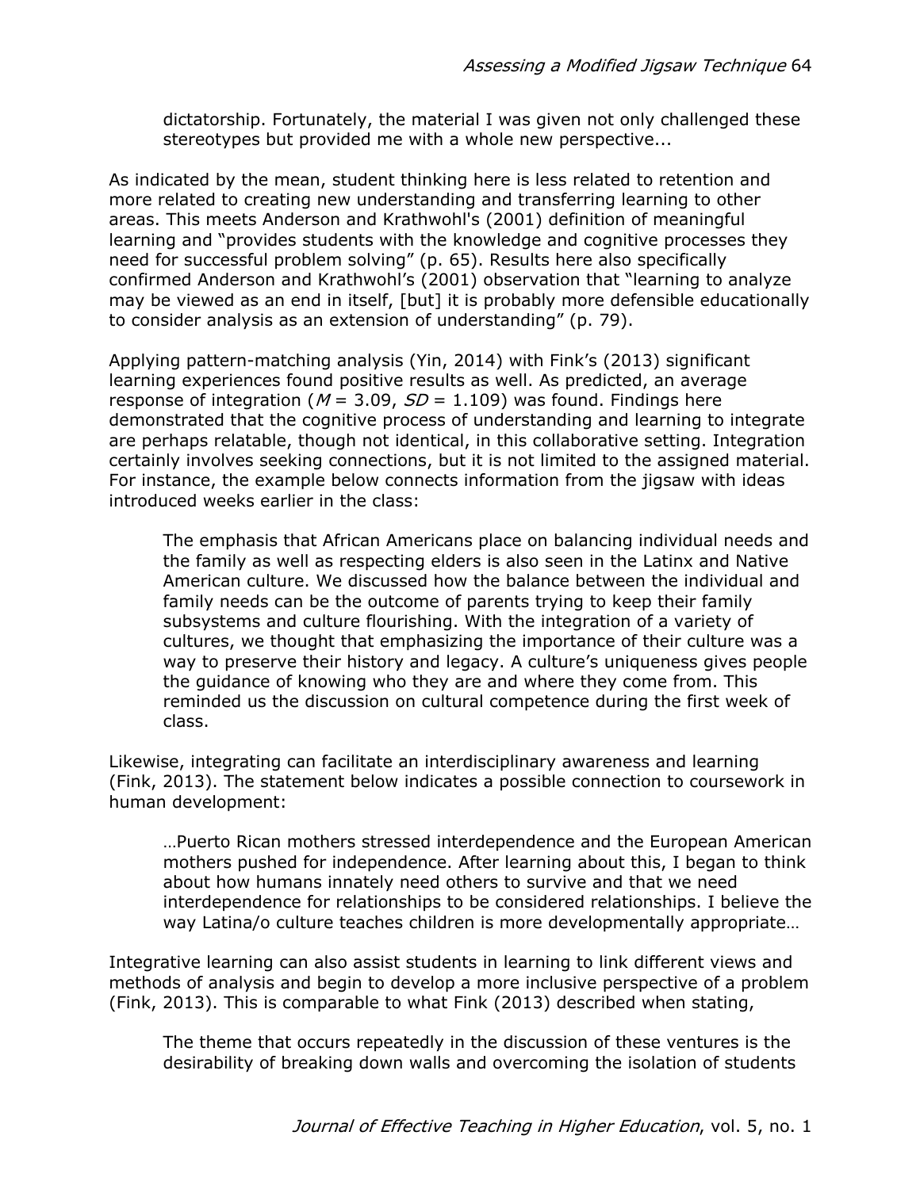> dictatorship. Fortunately, the material I was given not only challenged these stereotypes but provided me with a whole new perspective...

As indicated by the mean, student thinking here is less related to retention and more related to creating new understanding and transferring learning to other areas. This meets Anderson and Krathwohl's (2001) definition of meaningful learning and "provides students with the knowledge and cognitive processes they need for successful problem solving" (p. 65). Results here also specifically confirmed Anderson and Krathwohl's (2001) observation that "learning to analyze may be viewed as an end in itself, [but] it is probably more defensible educationally to consider analysis as an extension of understanding" (p. 79).

Applying pattern-matching analysis (Yin, 2014) with Fink's (2013) significant learning experiences found positive results as well. As predicted, an average response of integration ($M$ = 3.09, $SD$ = 1.109) was found. Findings here demonstrated that the cognitive process of understanding and learning to integrate are perhaps relatable, though not identical, in this collaborative setting. Integration certainly involves seeking connections, but it is not limited to the assigned material. For instance, the example below connects information from the jigsaw with ideas introduced weeks earlier in the class:

> The emphasis that African Americans place on balancing individual needs and the family as well as respecting elders is also seen in the Latinx and Native American culture. We discussed how the balance between the individual and family needs can be the outcome of parents trying to keep their family subsystems and culture flourishing. With the integration of a variety of cultures, we thought that emphasizing the importance of their culture was a way to preserve their history and legacy. A culture's uniqueness gives people the guidance of knowing who they are and where they come from. This reminded us the discussion on cultural competence during the first week of class.

Likewise, integrating can facilitate an interdisciplinary awareness and learning (Fink, 2013). The statement below indicates a possible connection to coursework in human development:

> …Puerto Rican mothers stressed interdependence and the European American mothers pushed for independence. After learning about this, I began to think about how humans innately need others to survive and that we need interdependence for relationships to be considered relationships. I believe the way Latina/o culture teaches children is more developmentally appropriate…

Integrative learning can also assist students in learning to link different views and methods of analysis and begin to develop a more inclusive perspective of a problem (Fink, 2013). This is comparable to what Fink (2013) described when stating,

> The theme that occurs repeatedly in the discussion of these ventures is the desirability of breaking down walls and overcoming the isolation of students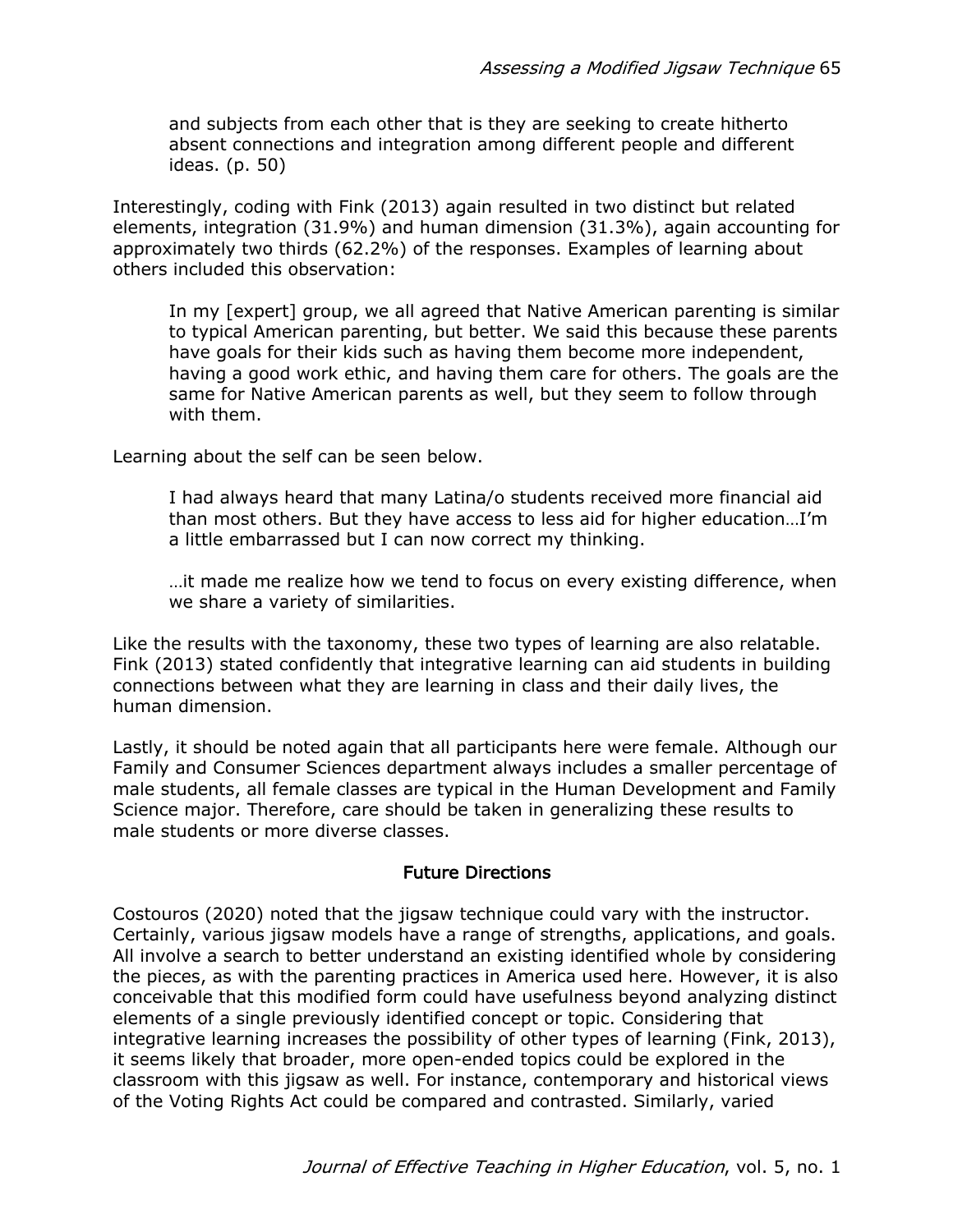> and subjects from each other that is they are seeking to create hitherto absent connections and integration among different people and different ideas. (p. 50)

Interestingly, coding with Fink (2013) again resulted in two distinct but related elements, integration (31.9%) and human dimension (31.3%), again accounting for approximately two thirds (62.2%) of the responses. Examples of learning about others included this observation:

> In my [expert] group, we all agreed that Native American parenting is similar to typical American parenting, but better. We said this because these parents have goals for their kids such as having them become more independent, having a good work ethic, and having them care for others. The goals are the same for Native American parents as well, but they seem to follow through with them.

Learning about the self can be seen below.

> I had always heard that many Latina/o students received more financial aid than most others. But they have access to less aid for higher education…I'm a little embarrassed but I can now correct my thinking.

> …it made me realize how we tend to focus on every existing difference, when we share a variety of similarities.

Like the results with the taxonomy, these two types of learning are also relatable. Fink (2013) stated confidently that integrative learning can aid students in building connections between what they are learning in class and their daily lives, the human dimension.

Lastly, it should be noted again that all participants here were female. Although our Family and Consumer Sciences department always includes a smaller percentage of male students, all female classes are typical in the Human Development and Family Science major. Therefore, care should be taken in generalizing these results to male students or more diverse classes.

## Future Directions

Costouros (2020) noted that the jigsaw technique could vary with the instructor. Certainly, various jigsaw models have a range of strengths, applications, and goals. All involve a search to better understand an existing identified whole by considering the pieces, as with the parenting practices in America used here. However, it is also conceivable that this modified form could have usefulness beyond analyzing distinct elements of a single previously identified concept or topic. Considering that integrative learning increases the possibility of other types of learning (Fink, 2013), it seems likely that broader, more open-ended topics could be explored in the classroom with this jigsaw as well. For instance, contemporary and historical views of the Voting Rights Act could be compared and contrasted. Similarly, varied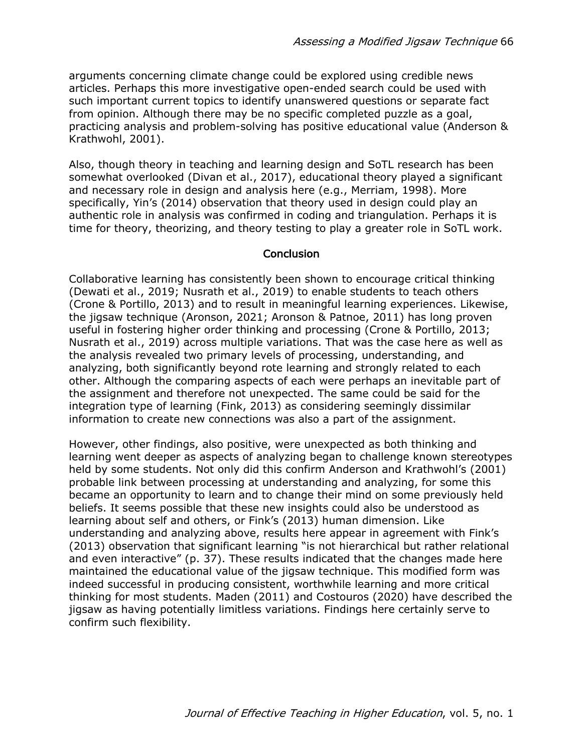arguments concerning climate change could be explored using credible news articles. Perhaps this more investigative open-ended search could be used with such important current topics to identify unanswered questions or separate fact from opinion. Although there may be no specific completed puzzle as a goal, practicing analysis and problem-solving has positive educational value (Anderson & Krathwohl, 2001).

Also, though theory in teaching and learning design and SoTL research has been somewhat overlooked (Divan et al., 2017), educational theory played a significant and necessary role in design and analysis here (e.g., Merriam, 1998). More specifically, Yin's (2014) observation that theory used in design could play an authentic role in analysis was confirmed in coding and triangulation. Perhaps it is time for theory, theorizing, and theory testing to play a greater role in SoTL work.

## Conclusion

Collaborative learning has consistently been shown to encourage critical thinking (Dewati et al., 2019; Nusrath et al., 2019) to enable students to teach others (Crone & Portillo, 2013) and to result in meaningful learning experiences. Likewise, the jigsaw technique (Aronson, 2021; Aronson & Patnoe, 2011) has long proven useful in fostering higher order thinking and processing (Crone & Portillo, 2013; Nusrath et al., 2019) across multiple variations. That was the case here as well as the analysis revealed two primary levels of processing, understanding, and analyzing, both significantly beyond rote learning and strongly related to each other. Although the comparing aspects of each were perhaps an inevitable part of the assignment and therefore not unexpected. The same could be said for the integration type of learning (Fink, 2013) as considering seemingly dissimilar information to create new connections was also a part of the assignment.

However, other findings, also positive, were unexpected as both thinking and learning went deeper as aspects of analyzing began to challenge known stereotypes held by some students. Not only did this confirm Anderson and Krathwohl's (2001) probable link between processing at understanding and analyzing, for some this became an opportunity to learn and to change their mind on some previously held beliefs. It seems possible that these new insights could also be understood as learning about self and others, or Fink's (2013) human dimension. Like understanding and analyzing above, results here appear in agreement with Fink's (2013) observation that significant learning "is not hierarchical but rather relational and even interactive" (p. 37). These results indicated that the changes made here maintained the educational value of the jigsaw technique. This modified form was indeed successful in producing consistent, worthwhile learning and more critical thinking for most students. Maden (2011) and Costouros (2020) have described the jigsaw as having potentially limitless variations. Findings here certainly serve to confirm such flexibility.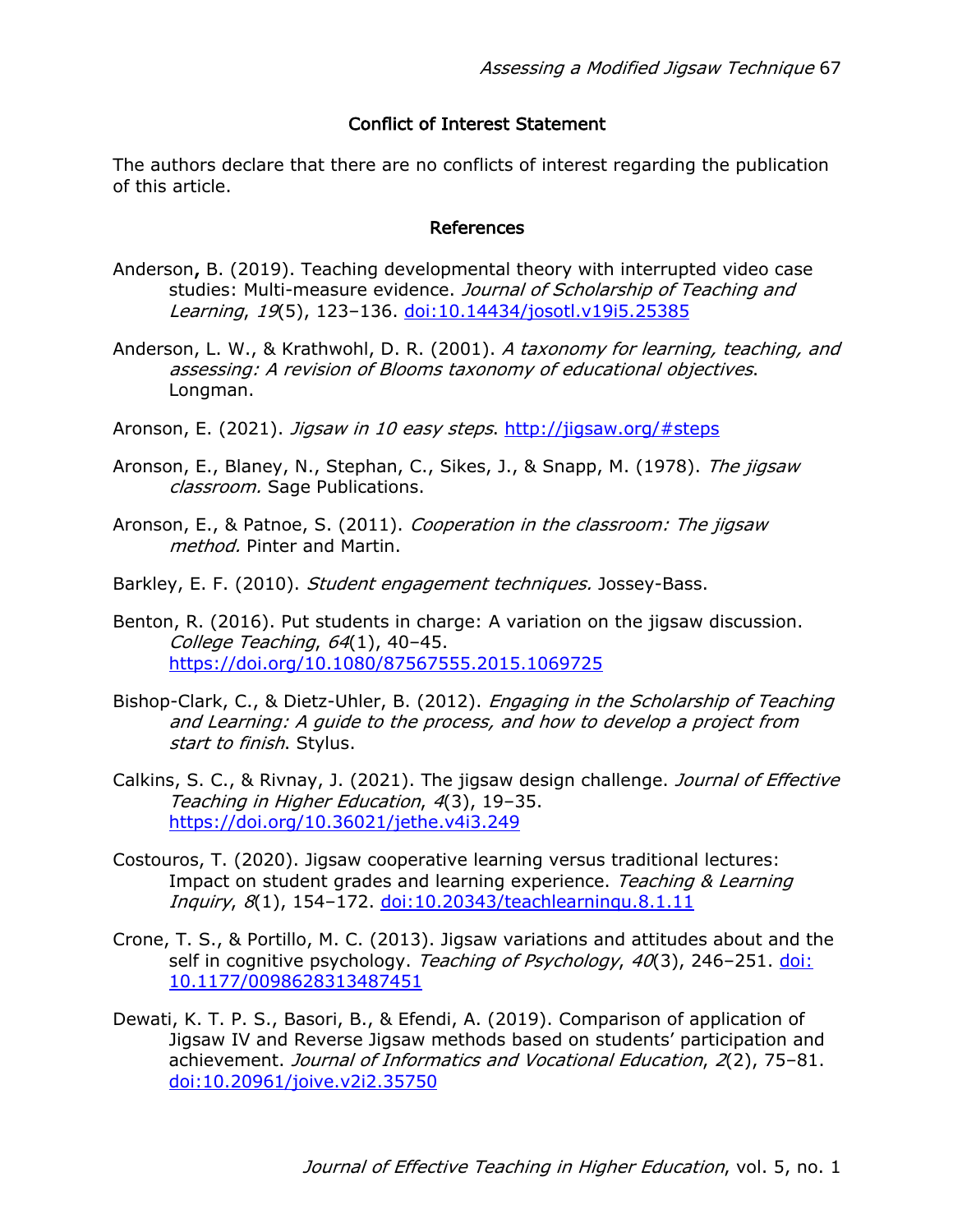## Conflict of Interest Statement

The authors declare that there are no conflicts of interest regarding the publication of this article.

## References

Anderson, B. (2019). Teaching developmental theory with interrupted video case studies: Multi-measure evidence. *Journal of Scholarship of Teaching and Learning*, *19*(5), 123–136. doi:10.14434/josotl.v19i5.25385

Anderson, L. W., & Krathwohl, D. R. (2001). *A taxonomy for learning, teaching, and assessing: A revision of Blooms taxonomy of educational objectives*. Longman.

Aronson, E. (2021). *Jigsaw in 10 easy steps*. http://jigsaw.org/#steps

Aronson, E., Blaney, N., Stephan, C., Sikes, J., & Snapp, M. (1978). *The jigsaw classroom.* Sage Publications.

Aronson, E., & Patnoe, S. (2011). *Cooperation in the classroom: The jigsaw method.* Pinter and Martin.

Barkley, E. F. (2010). *Student engagement techniques.* Jossey-Bass.

Benton, R. (2016). Put students in charge: A variation on the jigsaw discussion. *College Teaching*, *64*(1), 40–45. https://doi.org/10.1080/87567555.2015.1069725

Bishop-Clark, C., & Dietz-Uhler, B. (2012). *Engaging in the Scholarship of Teaching and Learning: A guide to the process, and how to develop a project from start to finish*. Stylus.

Calkins, S. C., & Rivnay, J. (2021). The jigsaw design challenge. *Journal of Effective Teaching in Higher Education*, *4*(3), 19–35. https://doi.org/10.36021/jethe.v4i3.249

Costouros, T. (2020). Jigsaw cooperative learning versus traditional lectures: Impact on student grades and learning experience. *Teaching & Learning Inquiry*, *8*(1), 154–172. doi:10.20343/teachlearninqu.8.1.11

Crone, T. S., & Portillo, M. C. (2013). Jigsaw variations and attitudes about and the self in cognitive psychology. *Teaching of Psychology*, *40*(3), 246–251. doi: 10.1177/0098628313487451

Dewati, K. T. P. S., Basori, B., & Efendi, A. (2019). Comparison of application of Jigsaw IV and Reverse Jigsaw methods based on students' participation and achievement. *Journal of Informatics and Vocational Education*, *2*(2), 75–81. doi:10.20961/joive.v2i2.35750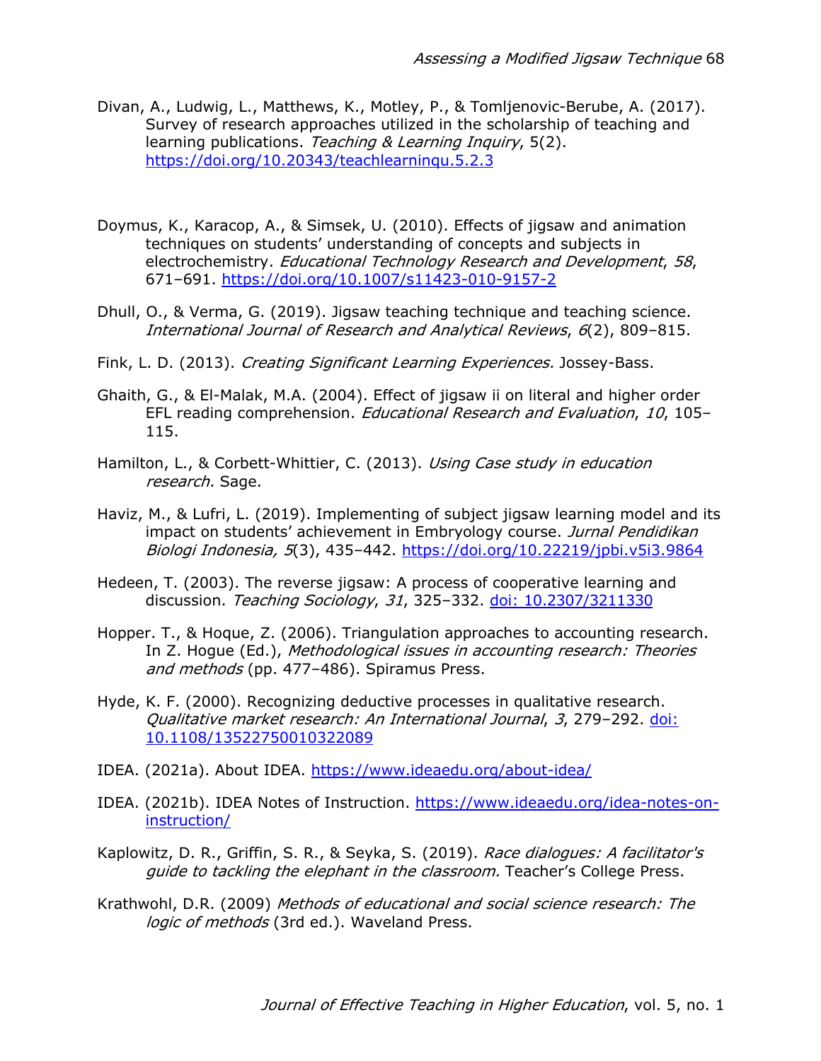Divan, A., Ludwig, L., Matthews, K., Motley, P., & Tomljenovic-Berube, A. (2017). Survey of research approaches utilized in the scholarship of teaching and learning publications. *Teaching & Learning Inquiry*, 5(2). https://doi.org/10.20343/teachlearninqu.5.2.3

Doymus, K., Karacop, A., & Simsek, U. (2010). Effects of jigsaw and animation techniques on students' understanding of concepts and subjects in electrochemistry. *Educational Technology Research and Development*, *58*, 671–691. https://doi.org/10.1007/s11423-010-9157-2

Dhull, O., & Verma, G. (2019). Jigsaw teaching technique and teaching science. *International Journal of Research and Analytical Reviews*, *6*(2), 809–815.

Fink, L. D. (2013). *Creating Significant Learning Experiences.* Jossey-Bass.

Ghaith, G., & El-Malak, M.A. (2004). Effect of jigsaw ii on literal and higher order EFL reading comprehension. *Educational Research and Evaluation*, *10*, 105–115.

Hamilton, L., & Corbett-Whittier, C. (2013). *Using Case study in education research.* Sage.

Haviz, M., & Lufri, L. (2019). Implementing of subject jigsaw learning model and its impact on students' achievement in Embryology course. *Jurnal Pendidikan Biologi Indonesia, 5*(3), 435–442. https://doi.org/10.22219/jpbi.v5i3.9864

Hedeen, T. (2003). The reverse jigsaw: A process of cooperative learning and discussion. *Teaching Sociology*, *31*, 325–332. doi: 10.2307/3211330

Hopper. T., & Hoque, Z. (2006). Triangulation approaches to accounting research. In Z. Hogue (Ed.), *Methodological issues in accounting research: Theories and methods* (pp. 477–486). Spiramus Press.

Hyde, K. F. (2000). Recognizing deductive processes in qualitative research. *Qualitative market research: An International Journal*, *3*, 279–292. doi: 10.1108/13522750010322089

IDEA. (2021a). About IDEA. https://www.ideaedu.org/about-idea/

IDEA. (2021b). IDEA Notes of Instruction. https://www.ideaedu.org/idea-notes-on-instruction/

Kaplowitz, D. R., Griffin, S. R., & Seyka, S. (2019). *Race dialogues: A facilitator's guide to tackling the elephant in the classroom.* Teacher's College Press.

Krathwohl, D.R. (2009) *Methods of educational and social science research: The logic of methods* (3rd ed.). Waveland Press.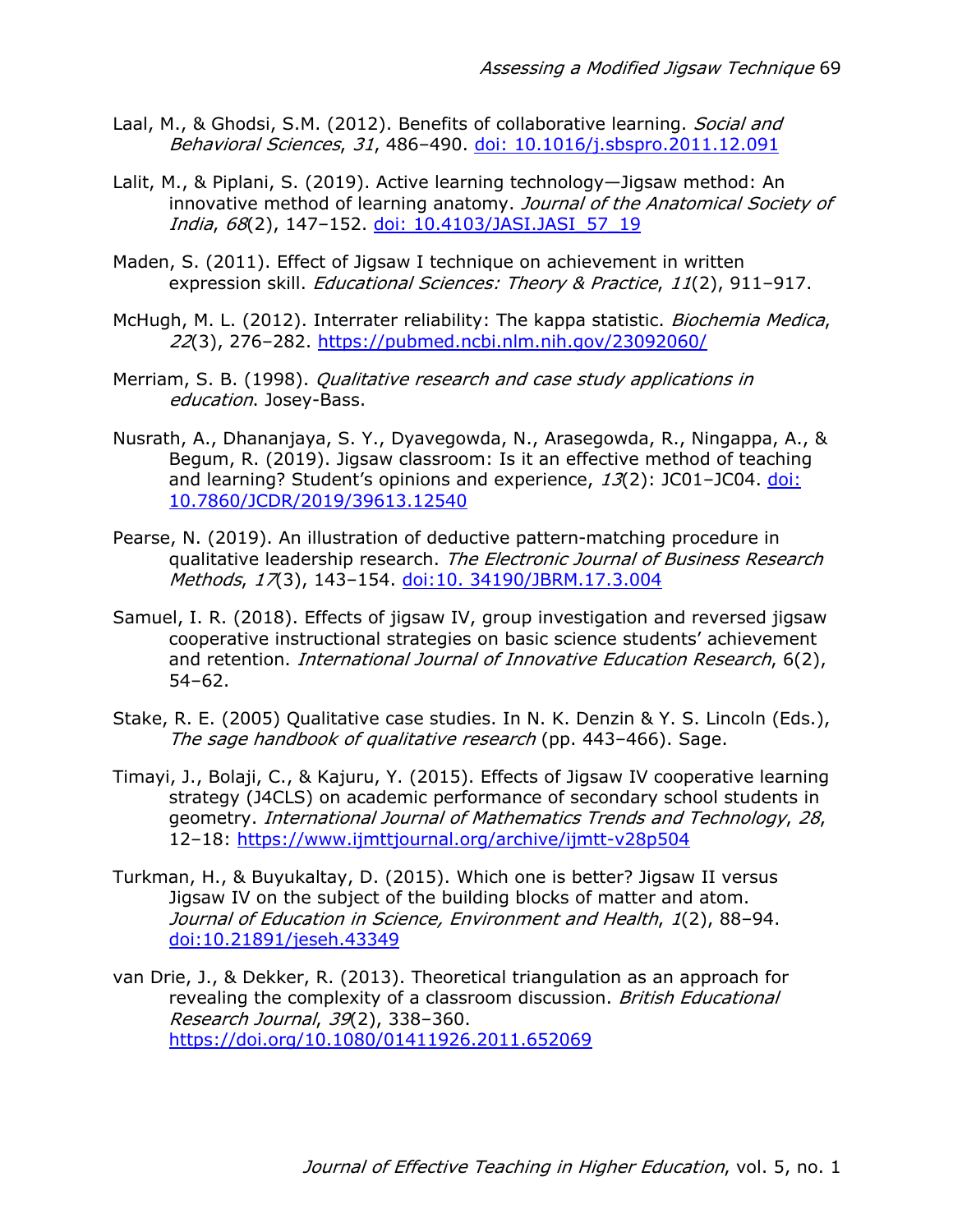Laal, M., & Ghodsi, S.M. (2012). Benefits of collaborative learning. *Social and Behavioral Sciences*, *31*, 486–490. [doi: 10.1016/j.sbspro.2011.12.091](doi: 10.1016/j.sbspro.2011.12.091)

Lalit, M., & Piplani, S. (2019). Active learning technology—Jigsaw method: An innovative method of learning anatomy. *Journal of the Anatomical Society of India*, *68*(2), 147–152. [doi: 10.4103/JASI.JASI_57_19](doi: 10.4103/JASI.JASI_57_19)

Maden, S. (2011). Effect of Jigsaw I technique on achievement in written expression skill. *Educational Sciences: Theory & Practice*, *11*(2), 911–917.

McHugh, M. L. (2012). Interrater reliability: The kappa statistic. *Biochemia Medica*, *22*(3), 276–282. [https://pubmed.ncbi.nlm.nih.gov/23092060/](https://pubmed.ncbi.nlm.nih.gov/23092060/)

Merriam, S. B. (1998). *Qualitative research and case study applications in education*. Josey-Bass.

Nusrath, A., Dhananjaya, S. Y., Dyavegowda, N., Arasegowda, R., Ningappa, A., & Begum, R. (2019). Jigsaw classroom: Is it an effective method of teaching and learning? Student's opinions and experience, *13*(2): JC01–JC04. [doi: 10.7860/JCDR/2019/39613.12540](doi: 10.7860/JCDR/2019/39613.12540)

Pearse, N. (2019). An illustration of deductive pattern-matching procedure in qualitative leadership research. *The Electronic Journal of Business Research Methods*, *17*(3), 143–154. [doi:10. 34190/JBRM.17.3.004](doi:10. 34190/JBRM.17.3.004)

Samuel, I. R. (2018). Effects of jigsaw IV, group investigation and reversed jigsaw cooperative instructional strategies on basic science students' achievement and retention. *International Journal of Innovative Education Research*, 6(2), 54–62.

Stake, R. E. (2005) Qualitative case studies. In N. K. Denzin & Y. S. Lincoln (Eds.), *The sage handbook of qualitative research* (pp. 443–466). Sage.

Timayi, J., Bolaji, C., & Kajuru, Y. (2015). Effects of Jigsaw IV cooperative learning strategy (J4CLS) on academic performance of secondary school students in geometry. *International Journal of Mathematics Trends and Technology*, *28*, 12–18: [https://www.ijmttjournal.org/archive/ijmtt-v28p504](https://www.ijmttjournal.org/archive/ijmtt-v28p504)

Turkman, H., & Buyukaltay, D. (2015). Which one is better? Jigsaw II versus Jigsaw IV on the subject of the building blocks of matter and atom. *Journal of Education in Science, Environment and Health*, *1*(2), 88–94. [doi:10.21891/jeseh.43349](doi:10.21891/jeseh.43349)

van Drie, J., & Dekker, R. (2013). Theoretical triangulation as an approach for revealing the complexity of a classroom discussion. *British Educational Research Journal*, *39*(2), 338–360. [https://doi.org/10.1080/01411926.2011.652069](https://doi.org/10.1080/01411926.2011.652069)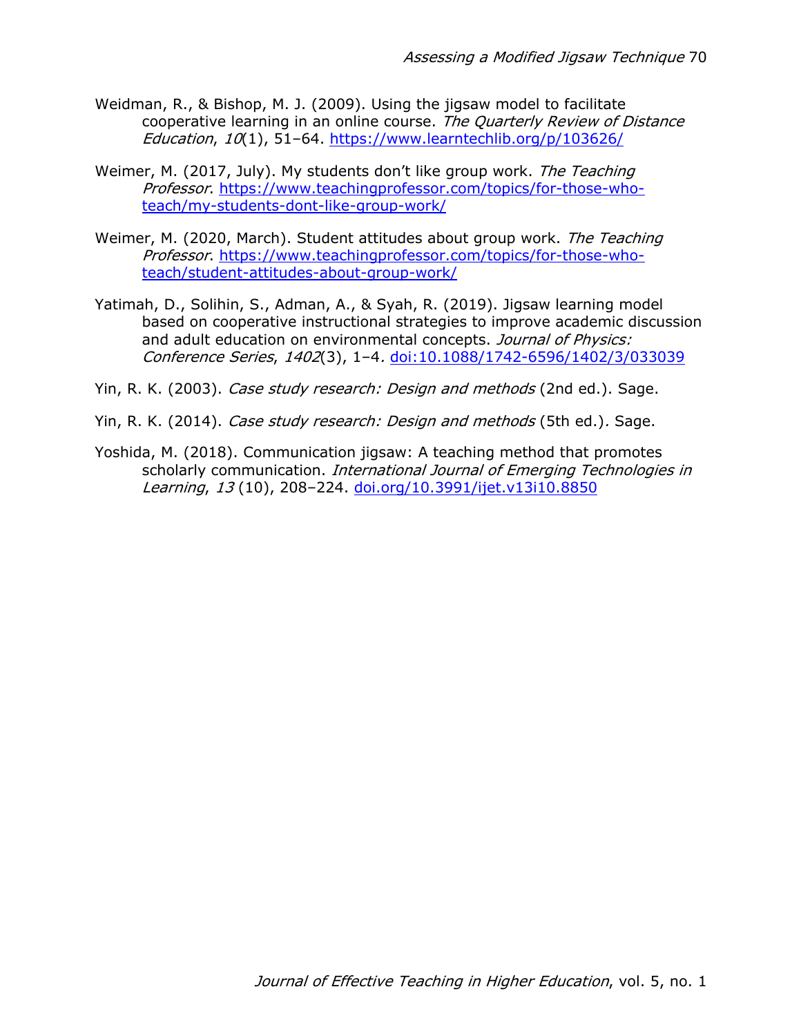Weidman, R., & Bishop, M. J. (2009). Using the jigsaw model to facilitate cooperative learning in an online course. *The Quarterly Review of Distance Education*, *10*(1), 51–64. https://www.learntechlib.org/p/103626/

Weimer, M. (2017, July). My students don't like group work. *The Teaching Professor*. https://www.teachingprofessor.com/topics/for-those-who-teach/my-students-dont-like-group-work/

Weimer, M. (2020, March). Student attitudes about group work. *The Teaching Professor*. https://www.teachingprofessor.com/topics/for-those-who-teach/student-attitudes-about-group-work/

Yatimah, D., Solihin, S., Adman, A., & Syah, R. (2019). Jigsaw learning model based on cooperative instructional strategies to improve academic discussion and adult education on environmental concepts. *Journal of Physics: Conference Series*, *1402*(3), 1–4. doi:10.1088/1742-6596/1402/3/033039

Yin, R. K. (2003). *Case study research: Design and methods* (2nd ed.). Sage.

Yin, R. K. (2014). *Case study research: Design and methods* (5th ed.). Sage.

Yoshida, M. (2018). Communication jigsaw: A teaching method that promotes scholarly communication. *International Journal of Emerging Technologies in Learning*, *13* (10), 208–224. doi.org/10.3991/ijet.v13i10.8850